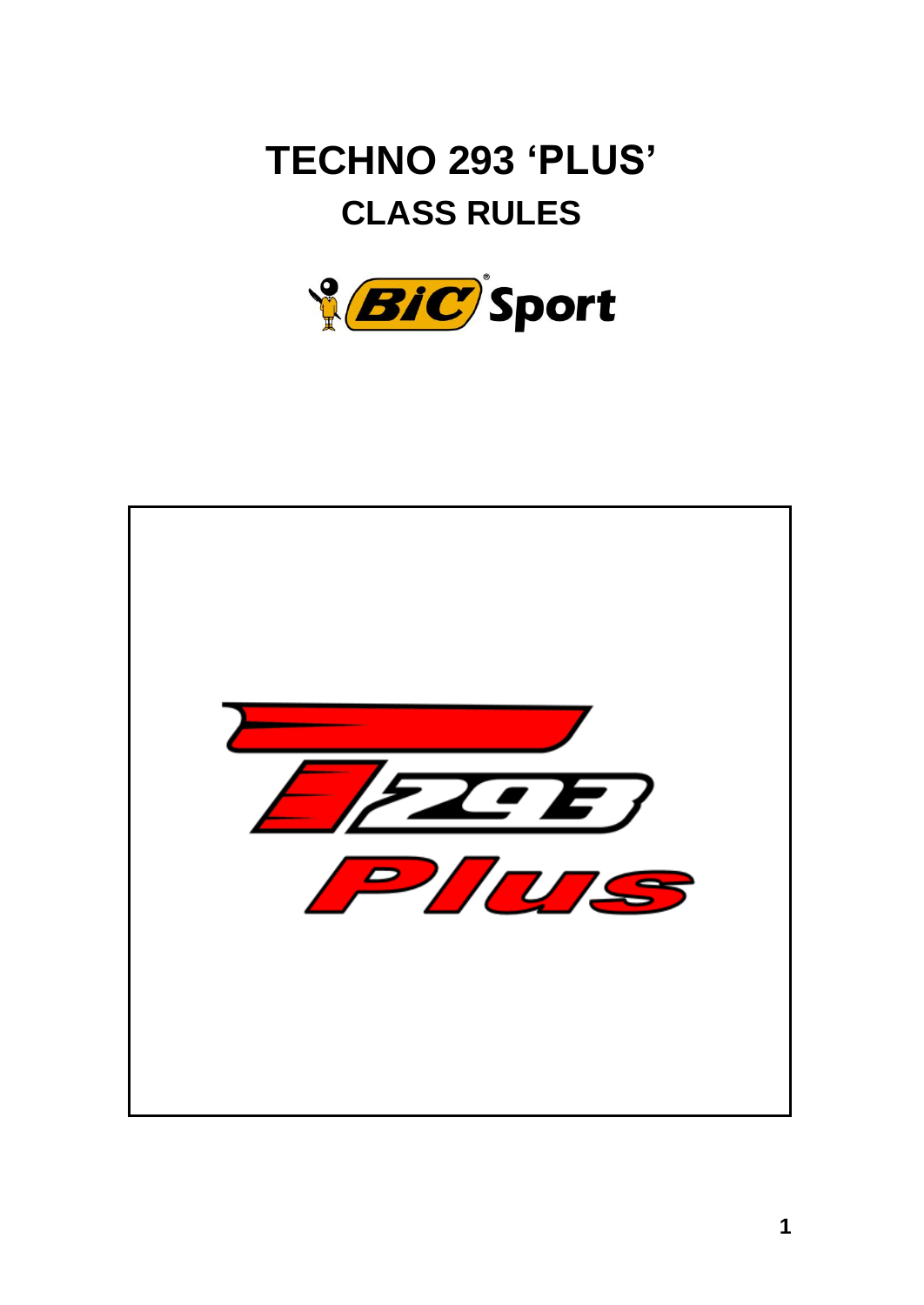# TECHNO 293 'PLUS'

## CLASS RULES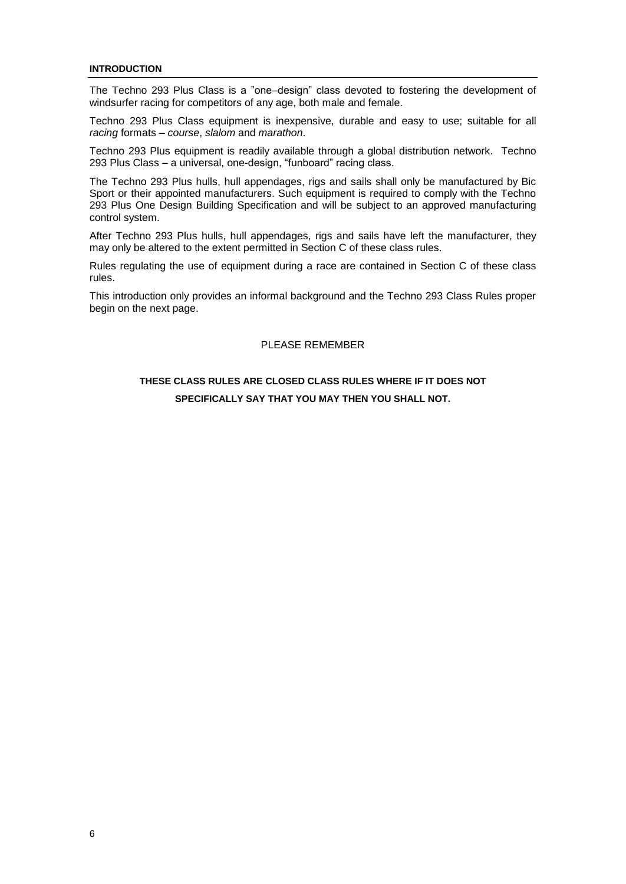## INTRODUCTION

The Techno 293 Plus Class is a ”one–design” class devoted to fostering the development of windsurfer racing for competitors of any age, both male and female.

Techno 293 Plus Class equipment is inexpensive, durable and easy to use; suitable for all *racing* formats – *course*, *slalom* and *marathon*.

Techno 293 Plus equipment is readily available through a global distribution network. Techno 293 Plus Class – a universal, one-design, “funboard” racing class.

The Techno 293 Plus hulls, hull appendages, rigs and sails shall only be manufactured by Bic Sport or their appointed manufacturers. Such equipment is required to comply with the Techno 293 Plus One Design Building Specification and will be subject to an approved manufacturing control system.

After Techno 293 Plus hulls, hull appendages, rigs and sails have left the manufacturer, they may only be altered to the extent permitted in Section C of these class rules.

Rules regulating the use of equipment during a race are contained in Section C of these class rules.

This introduction only provides an informal background and the Techno 293 Class Rules proper begin on the next page.

PLEASE REMEMBER

**THESE CLASS RULES ARE CLOSED CLASS RULES WHERE IF IT DOES NOT SPECIFICALLY SAY THAT YOU MAY THEN YOU SHALL NOT.**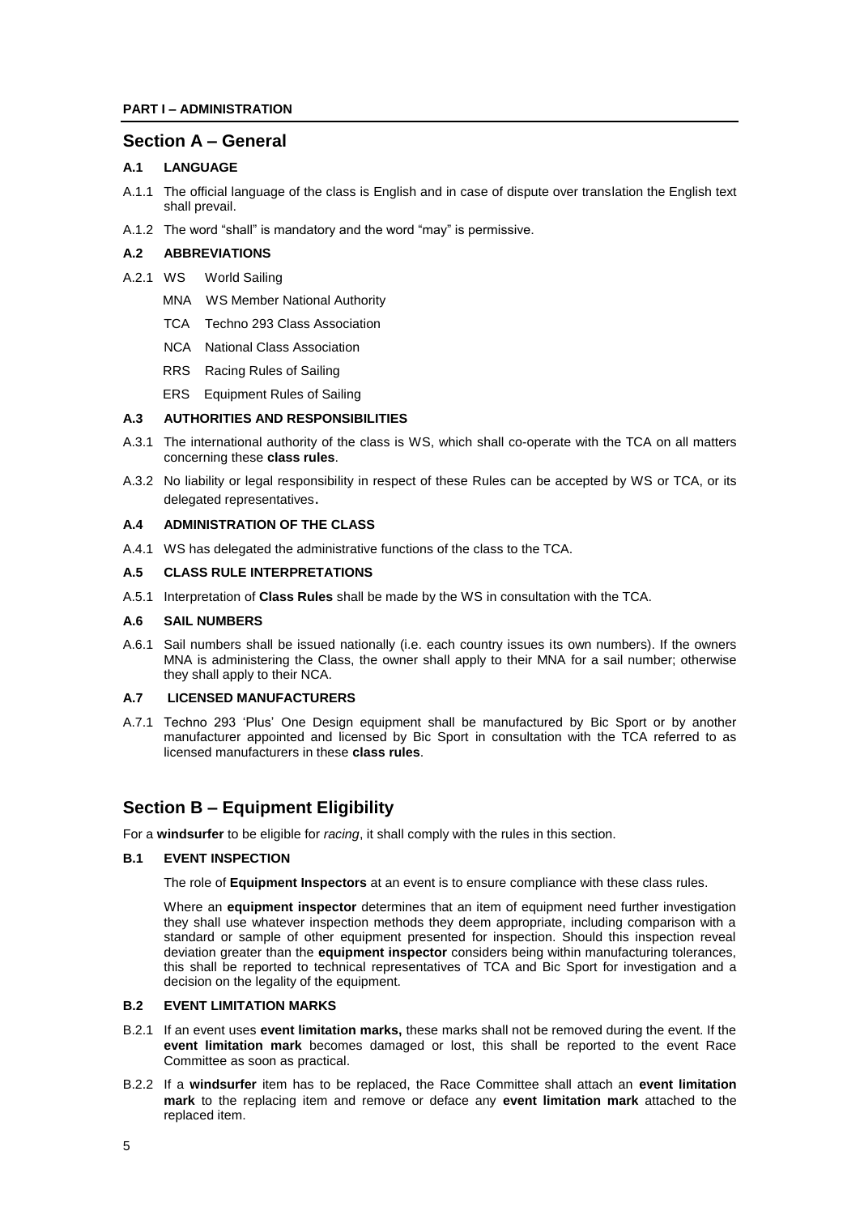**PART I – ADMINISTRATION**

## Section A – General

### A.1 LANGUAGE

A.1.1 The official language of the class is English and in case of dispute over translation the English text shall prevail.

A.1.2 The word "shall" is mandatory and the word "may" is permissive.

### A.2 ABBREVIATIONS

A.2.1 WS World Sailing

MNA WS Member National Authority

TCA Techno 293 Class Association

NCA National Class Association

RRS Racing Rules of Sailing

ERS Equipment Rules of Sailing

### A.3 AUTHORITIES AND RESPONSIBILITIES

A.3.1 The international authority of the class is WS, which shall co-operate with the TCA on all matters concerning these **class rules**.

A.3.2 No liability or legal responsibility in respect of these Rules can be accepted by WS or TCA, or its delegated representatives.

### A.4 ADMINISTRATION OF THE CLASS

A.4.1 WS has delegated the administrative functions of the class to the TCA.

### A.5 CLASS RULE INTERPRETATIONS

A.5.1 Interpretation of **Class Rules** shall be made by the WS in consultation with the TCA.

### A.6 SAIL NUMBERS

A.6.1 Sail numbers shall be issued nationally (i.e. each country issues its own numbers). If the owners MNA is administering the Class, the owner shall apply to their MNA for a sail number; otherwise they shall apply to their NCA.

### A.7 LICENSED MANUFACTURERS

A.7.1 Techno 293 'Plus' One Design equipment shall be manufactured by Bic Sport or by another manufacturer appointed and licensed by Bic Sport in consultation with the TCA referred to as licensed manufacturers in these **class rules**.

## Section B – Equipment Eligibility

For a **windsurfer** to be eligible for *racing*, it shall comply with the rules in this section.

### B.1 EVENT INSPECTION

The role of **Equipment Inspectors** at an event is to ensure compliance with these class rules.

Where an **equipment inspector** determines that an item of equipment need further investigation they shall use whatever inspection methods they deem appropriate, including comparison with a standard or sample of other equipment presented for inspection. Should this inspection reveal deviation greater than the **equipment inspector** considers being within manufacturing tolerances, this shall be reported to technical representatives of TCA and Bic Sport for investigation and a decision on the legality of the equipment.

### B.2 EVENT LIMITATION MARKS

B.2.1 If an event uses **event limitation marks,** these marks shall not be removed during the event. If the **event limitation mark** becomes damaged or lost, this shall be reported to the event Race Committee as soon as practical.

B.2.2 If a **windsurfer** item has to be replaced, the Race Committee shall attach an **event limitation mark** to the replacing item and remove or deface any **event limitation mark** attached to the replaced item.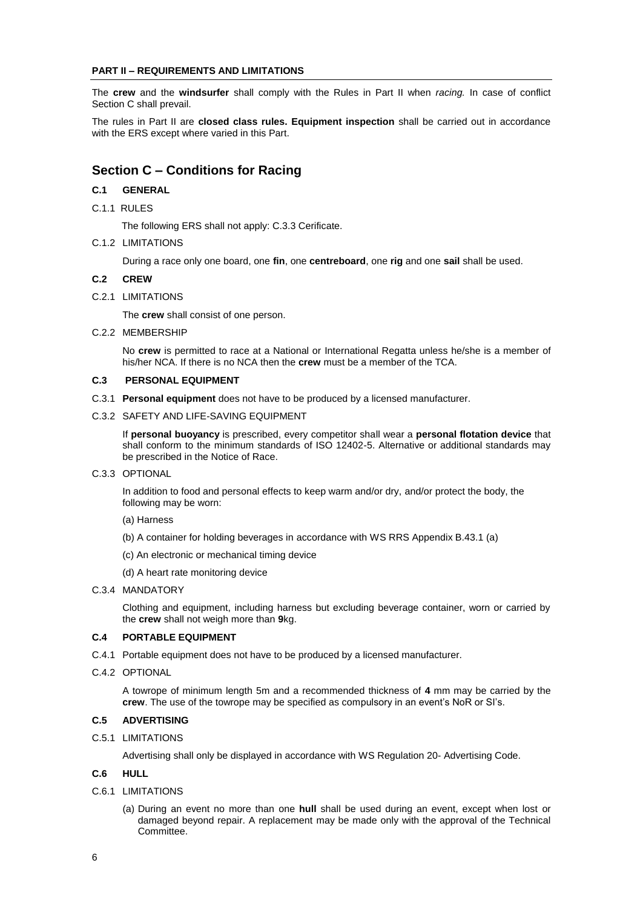**PART II – REQUIREMENTS AND LIMITATIONS**

The **crew** and the **windsurfer** shall comply with the Rules in Part II when *racing.* In case of conflict Section C shall prevail.

The rules in Part II are **closed class rules. Equipment inspection** shall be carried out in accordance with the ERS except where varied in this Part.

## Section C – Conditions for Racing

### C.1 GENERAL

C.1.1 RULES

The following ERS shall not apply: C.3.3 Cerificate.

C.1.2 LIMITATIONS

During a race only one board, one **fin**, one **centreboard**, one **rig** and one **sail** shall be used.

### C.2 CREW

C.2.1 LIMITATIONS

The **crew** shall consist of one person.

C.2.2 MEMBERSHIP

No **crew** is permitted to race at a National or International Regatta unless he/she is a member of his/her NCA. If there is no NCA then the **crew** must be a member of the TCA.

### C.3 PERSONAL EQUIPMENT

C.3.1 **Personal equipment** does not have to be produced by a licensed manufacturer.

C.3.2 SAFETY AND LIFE-SAVING EQUIPMENT

If **personal buoyancy** is prescribed, every competitor shall wear a **personal flotation device** that shall conform to the minimum standards of ISO 12402-5. Alternative or additional standards may be prescribed in the Notice of Race.

C.3.3 OPTIONAL

In addition to food and personal effects to keep warm and/or dry, and/or protect the body, the following may be worn:

(a) Harness

(b) A container for holding beverages in accordance with WS RRS Appendix B.43.1 (a)

(c) An electronic or mechanical timing device

(d) A heart rate monitoring device

C.3.4 MANDATORY

Clothing and equipment, including harness but excluding beverage container, worn or carried by the **crew** shall not weigh more than **9**kg.

### C.4 PORTABLE EQUIPMENT

C.4.1 Portable equipment does not have to be produced by a licensed manufacturer.

C.4.2 OPTIONAL

A towrope of minimum length 5m and a recommended thickness of **4** mm may be carried by the **crew**. The use of the towrope may be specified as compulsory in an event's NoR or SI's.

### C.5 ADVERTISING

C.5.1 LIMITATIONS

Advertising shall only be displayed in accordance with WS Regulation 20- Advertising Code.

### C.6 HULL

C.6.1 LIMITATIONS

(a) During an event no more than one **hull** shall be used during an event, except when lost or damaged beyond repair. A replacement may be made only with the approval of the Technical Committee.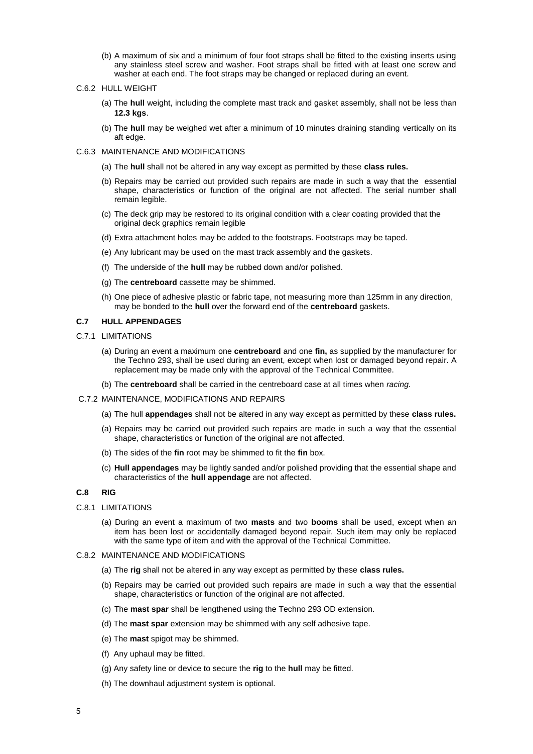(b) A maximum of six and a minimum of four foot straps shall be fitted to the existing inserts using any stainless steel screw and washer. Foot straps shall be fitted with at least one screw and washer at each end. The foot straps may be changed or replaced during an event.

C.6.2 HULL WEIGHT

(a) The **hull** weight, including the complete mast track and gasket assembly, shall not be less than **12.3 kgs**.

(b) The **hull** may be weighed wet after a minimum of 10 minutes draining standing vertically on its aft edge.

C.6.3 MAINTENANCE AND MODIFICATIONS

(a) The **hull** shall not be altered in any way except as permitted by these **class rules.**

(b) Repairs may be carried out provided such repairs are made in such a way that the essential shape, characteristics or function of the original are not affected. The serial number shall remain legible.

(c) The deck grip may be restored to its original condition with a clear coating provided that the original deck graphics remain legible

(d) Extra attachment holes may be added to the footstraps. Footstraps may be taped.

(e) Any lubricant may be used on the mast track assembly and the gaskets.

(f) The underside of the **hull** may be rubbed down and/or polished.

(g) The **centreboard** cassette may be shimmed.

(h) One piece of adhesive plastic or fabric tape, not measuring more than 125mm in any direction, may be bonded to the **hull** over the forward end of the **centreboard** gaskets.

## C.7 HULL APPENDAGES

C.7.1 LIMITATIONS

(a) During an event a maximum one **centreboard** and one **fin,** as supplied by the manufacturer for the Techno 293, shall be used during an event, except when lost or damaged beyond repair. A replacement may be made only with the approval of the Technical Committee.

(b) The **centreboard** shall be carried in the centreboard case at all times when *racing.*

C.7.2 MAINTENANCE, MODIFICATIONS AND REPAIRS

(a) The hull **appendages** shall not be altered in any way except as permitted by these **class rules.**

(a) Repairs may be carried out provided such repairs are made in such a way that the essential shape, characteristics or function of the original are not affected.

(b) The sides of the **fin** root may be shimmed to fit the **fin** box.

(c) **Hull appendages** may be lightly sanded and/or polished providing that the essential shape and characteristics of the **hull appendage** are not affected.

## C.8 RIG

C.8.1 LIMITATIONS

(a) During an event a maximum of two **masts** and two **booms** shall be used, except when an item has been lost or accidentally damaged beyond repair. Such item may only be replaced with the same type of item and with the approval of the Technical Committee.

C.8.2 MAINTENANCE AND MODIFICATIONS

(a) The **rig** shall not be altered in any way except as permitted by these **class rules.**

(b) Repairs may be carried out provided such repairs are made in such a way that the essential shape, characteristics or function of the original are not affected.

(c) The **mast spar** shall be lengthened using the Techno 293 OD extension.

(d) The **mast spar** extension may be shimmed with any self adhesive tape.

(e) The **mast** spigot may be shimmed.

(f) Any uphaul may be fitted.

(g) Any safety line or device to secure the **rig** to the **hull** may be fitted.

(h) The downhaul adjustment system is optional.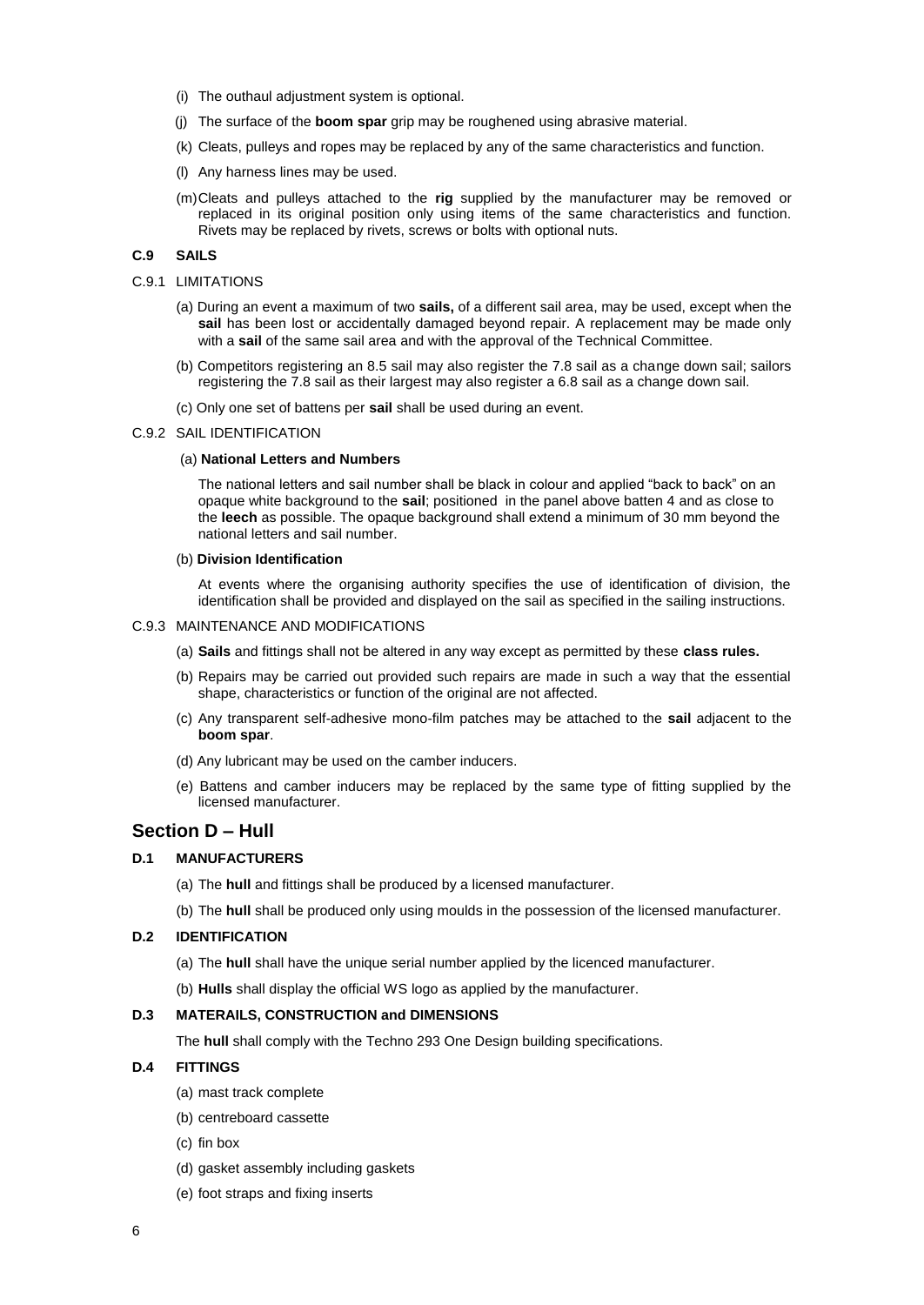(i) The outhaul adjustment system is optional.

(j) The surface of the **boom spar** grip may be roughened using abrasive material.

(k) Cleats, pulleys and ropes may be replaced by any of the same characteristics and function.

(l) Any harness lines may be used.

(m) Cleats and pulleys attached to the **rig** supplied by the manufacturer may be removed or replaced in its original position only using items of the same characteristics and function. Rivets may be replaced by rivets, screws or bolts with optional nuts.

**C.9 SAILS**

C.9.1 LIMITATIONS

(a) During an event a maximum of two **sails,** of a different sail area, may be used, except when the **sail** has been lost or accidentally damaged beyond repair. A replacement may be made only with a **sail** of the same sail area and with the approval of the Technical Committee.

(b) Competitors registering an 8.5 sail may also register the 7.8 sail as a change down sail; sailors registering the 7.8 sail as their largest may also register a 6.8 sail as a change down sail.

(c) Only one set of battens per **sail** shall be used during an event.

C.9.2 SAIL IDENTIFICATION

(a) **National Letters and Numbers**

The national letters and sail number shall be black in colour and applied "back to back" on an opaque white background to the **sail**; positioned in the panel above batten 4 and as close to the **leech** as possible. The opaque background shall extend a minimum of 30 mm beyond the national letters and sail number.

(b) **Division Identification**

At events where the organising authority specifies the use of identification of division, the identification shall be provided and displayed on the sail as specified in the sailing instructions.

C.9.3 MAINTENANCE AND MODIFICATIONS

(a) **Sails** and fittings shall not be altered in any way except as permitted by these **class rules.**

(b) Repairs may be carried out provided such repairs are made in such a way that the essential shape, characteristics or function of the original are not affected.

(c) Any transparent self-adhesive mono-film patches may be attached to the **sail** adjacent to the **boom spar**.

(d) Any lubricant may be used on the camber inducers.

(e) Battens and camber inducers may be replaced by the same type of fitting supplied by the licensed manufacturer.

## Section D – Hull

**D.1 MANUFACTURERS**

(a) The **hull** and fittings shall be produced by a licensed manufacturer.

(b) The **hull** shall be produced only using moulds in the possession of the licensed manufacturer.

**D.2 IDENTIFICATION**

(a) The **hull** shall have the unique serial number applied by the licenced manufacturer.

(b) **Hulls** shall display the official WS logo as applied by the manufacturer.

**D.3 MATERAILS, CONSTRUCTION and DIMENSIONS**

The **hull** shall comply with the Techno 293 One Design building specifications.

**D.4 FITTINGS**

(a) mast track complete

(b) centreboard cassette

(c) fin box

(d) gasket assembly including gaskets

(e) foot straps and fixing inserts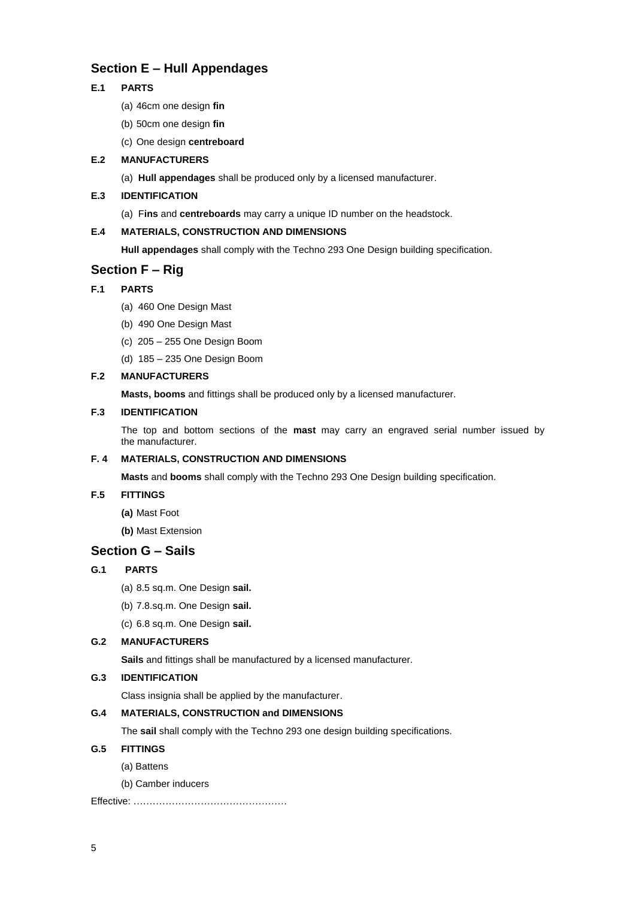## Section E – Hull Appendages

**E.1 PARTS**

(a) 46cm one design **fin**

(b) 50cm one design **fin**

(c) One design **centreboard**

**E.2 MANUFACTURERS**

(a) **Hull appendages** shall be produced only by a licensed manufacturer.

**E.3 IDENTIFICATION**

(a) F**ins** and **centreboards** may carry a unique ID number on the headstock.

**E.4 MATERIALS, CONSTRUCTION AND DIMENSIONS**

**Hull appendages** shall comply with the Techno 293 One Design building specification.

## Section F – Rig

**F.1 PARTS**

(a) 460 One Design Mast

(b) 490 One Design Mast

(c) 205 – 255 One Design Boom

(d) 185 – 235 One Design Boom

**F.2 MANUFACTURERS**

**Masts, booms** and fittings shall be produced only by a licensed manufacturer.

**F.3 IDENTIFICATION**

The top and bottom sections of the **mast** may carry an engraved serial number issued by the manufacturer.

**F. 4 MATERIALS, CONSTRUCTION AND DIMENSIONS**

**Masts** and **booms** shall comply with the Techno 293 One Design building specification.

**F.5 FITTINGS**

**(a)** Mast Foot

**(b)** Mast Extension

## Section G – Sails

**G.1 PARTS**

(a) 8.5 sq.m. One Design **sail.**

(b) 7.8.sq.m. One Design **sail.**

(c) 6.8 sq.m. One Design **sail.**

**G.2 MANUFACTURERS**

**Sails** and fittings shall be manufactured by a licensed manufacturer.

**G.3 IDENTIFICATION**

Class insignia shall be applied by the manufacturer.

**G.4 MATERIALS, CONSTRUCTION and DIMENSIONS**

The **sail** shall comply with the Techno 293 one design building specifications.

**G.5 FITTINGS**

(a) Battens

(b) Camber inducers

Effective: …………………………………………